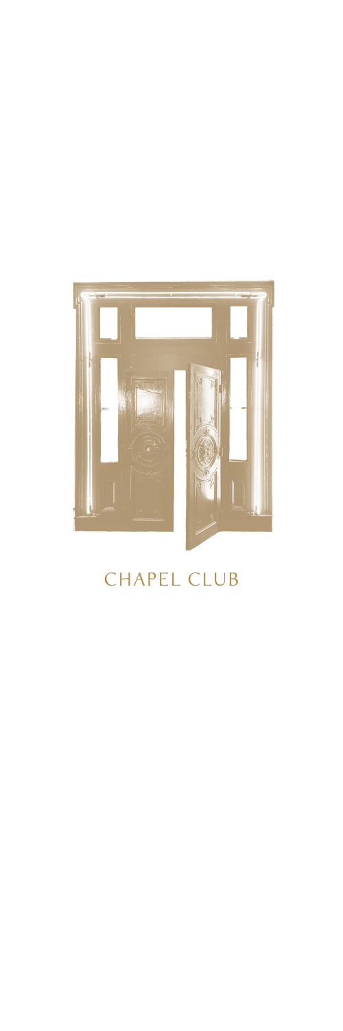# CHAPEL CLUB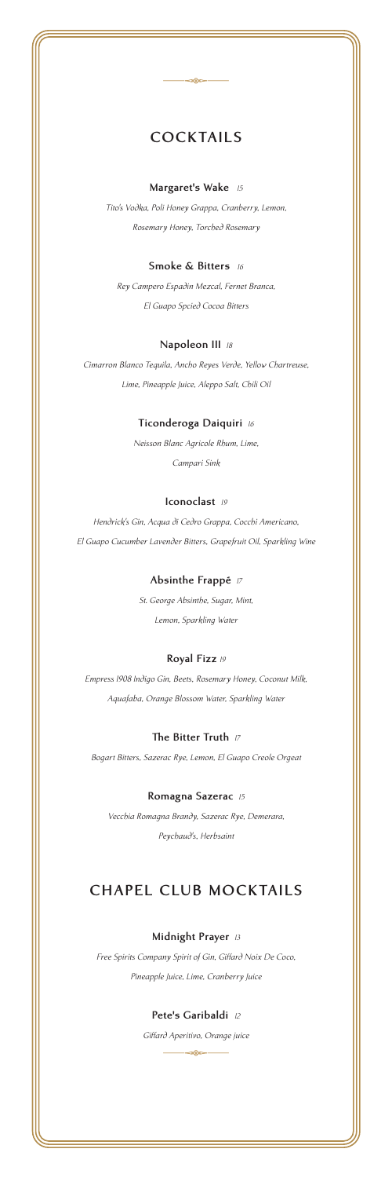## COCKTAILS

**Margaret's Wake** *15*

*Tito's Vodka, Poli Honey Grappa, Cranberry, Lemon, Rosemary Honey, Torched Rosemary*

**Smoke & Bitters** *16*

*Rey Campero Espadin Mezcal, Fernet Branca, El Guapo Spcied Cocoa Bitters*

**Napoleon III** *18*

*Cimarron Blanco Tequila, Ancho Reyes Verde, Yellow Chartreuse, Lime, Pineapple Juice, Aleppo Salt, Chili Oil*

**Ticonderoga Daiquiri** *16*

*Neisson Blanc Agricole Rhum, Lime, Campari Sink*

**Iconoclast** *19*

*Hendrick's Gin, Acqua di Cedro Grappa, Cocchi Americano, El Guapo Cucumber Lavender Bitters, Grapefruit Oil, Sparkling Wine*

**Absinthe Frappé** *17*

*St. George Absinthe, Sugar, Mint, Lemon, Sparkling Water*

**Royal Fizz** *19*

*Empress 1908 Indigo Gin, Beets, Rosemary Honey, Coconut Milk, Aquafaba, Orange Blossom Water, Sparkling Water*

**The Bitter Truth** *17*

*Bogart Bitters, Sazerac Rye, Lemon, El Guapo Creole Orgeat*

**Romagna Sazerac** *15*

*Vecchia Romagna Brandy, Sazerac Rye, Demerara, Peychaud's, Herbsaint*

## CHAPEL CLUB MOCKTAILS

**Midnight Prayer** *13*

*Free Spirits Company Spirit of Gin, Giffard Noix De Coco, Pineapple Juice, Lime, Cranberry Juice*

**Pete's Garibaldi** *12*

*Giffard Aperitivo, Orange juice*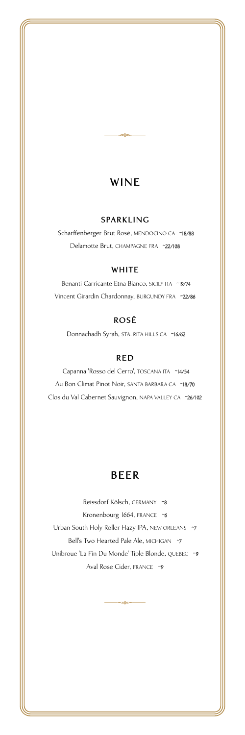# WINE

## SPARKLING

Scharffenberger Brut Rosé, MENDOCINO CA ~18/88

Delamotte Brut, CHAMPAGNE FRA ~22/108

## WHITE

Benanti Carricante Etna Bianco, SICILY ITA ~19/74

Vincent Girardin Chardonnay, BURGUNDY FRA ~22/86

## ROSÉ

Donnachadh Syrah, STA. RITA HILLS CA ~16/62

## RED

Capanna 'Rosso del Cerro', TOSCANA ITA ~14/54

Au Bon Climat Pinot Noir, SANTA BARBARA CA ~18/70

Clos du Val Cabernet Sauvignon, NAPA VALLEY CA ~26/102

# BEER

Reissdorf Kölsch, GERMANY ~8

Kronenbourg 1664, FRANCE ~6

Urban South Holy Roller Hazy IPA, NEW ORLEANS ~7

Bell's Two Hearted Pale Ale, MICHIGAN ~7

Unibroue 'La Fin Du Monde' Tiple Blonde, QUEBEC ~9

Aval Rose Cider, FRANCE ~9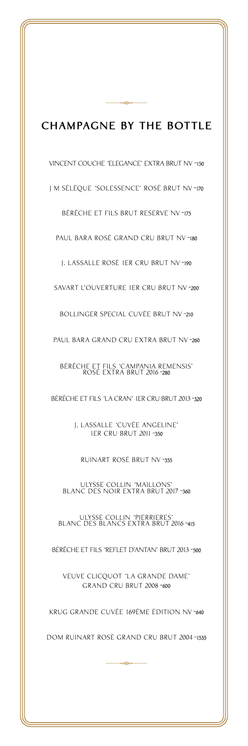## CHAMPAGNE BY THE BOTTLE

VINCENT COUCHE 'ELEGANCE' EXTRA BRUT NV -150

J M SÉLÈQUE 'SOLESSENCE' ROSÉ BRUT NV -170

BÉRÊCHE ET FILS BRUT RESERVE NV -175

PAUL BARA ROSÉ GRAND CRU BRUT NV -180

J. LASSALLE ROSÉ 1ER CRU BRUT NV -190

SAVART L'OUVERTURE 1ER CRU BRUT NV -200

BOLLINGER SPECIAL CUVÉE BRUT NV -210

PAUL BARA GRAND CRU EXTRA BRUT NV -260

BÉRÊCHE ET FILS 'CAMPANIA REMENSIS' ROSÉ EXTRA BRUT 2016 -280

BÉRÊCHE ET FILS 'LA CRAN' 1ER CRU BRUT 2013 -320

J. LASSALLE 'CUVÉE ANGELINE' 1ER CRU BRUT 2011 -350

RUINART ROSÉ BRUT NV -355

ULYSSE COLLIN 'MAILLONS' BLANC DES NOIR EXTRA BRUT 2017 -360

ULYSSE COLLIN 'PIERRIERES' BLANC DES BLANCS EXTRA BRUT 2016 -415

BÉRÊCHE ET FILS 'REFLET D'ANTAN' BRUT 2013 -500

VEUVE CLICQUOT 'LA GRANDE DAME' GRAND CRU BRUT 2008 -600

KRUG GRANDE CUVÉE 169ÉME ÉDITION NV -640

DOM RUINART ROSÉ GRAND CRU BRUT 2004 -1535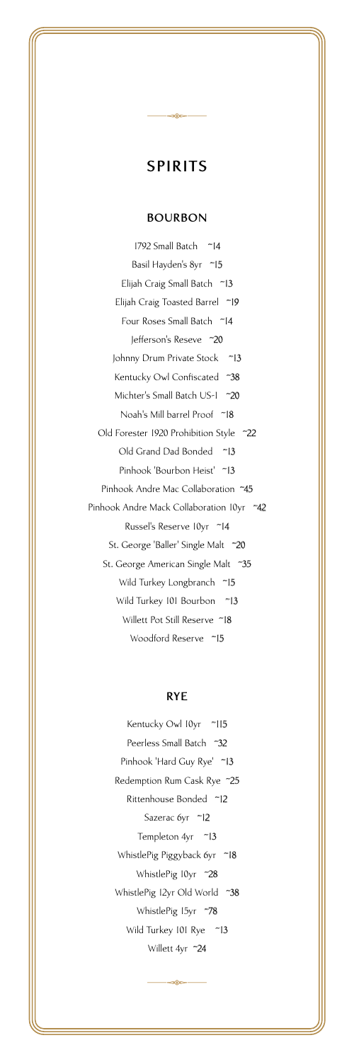# SPIRITS

## BOURBON

1792 Small Batch ~14

Basil Hayden's 8yr ~15

Elijah Craig Small Batch ~13

Elijah Craig Toasted Barrel ~19

Four Roses Small Batch ~14

Jefferson's Reseve ~20

Johnny Drum Private Stock ~13

Kentucky Owl Confiscated ~38

Michter's Small Batch US-1 ~20

Noah's Mill barrel Proof ~18

Old Forester 1920 Prohibition Style ~22

Old Grand Dad Bonded ~13

Pinhook 'Bourbon Heist' ~13

Pinhook Andre Mac Collaboration ~45

Pinhook Andre Mack Collaboration 10yr ~42

Russel's Reserve 10yr ~14

St. George 'Baller' Single Malt ~20

St. George American Single Malt ~35

Wild Turkey Longbranch ~15

Wild Turkey 101 Bourbon ~13

Willett Pot Still Reserve ~18

Woodford Reserve ~15

## RYE

Kentucky Owl 10yr ~115

Peerless Small Batch ~32

Pinhook 'Hard Guy Rye' ~13

Redemption Rum Cask Rye ~25

Rittenhouse Bonded ~12

Sazerac 6yr ~12

Templeton 4yr ~13

WhistlePig Piggyback 6yr ~18

WhistlePig 10yr ~28

WhistlePig 12yr Old World ~38

WhistlePig 15yr ~78

Wild Turkey 101 Rye ~13

Willett 4yr ~24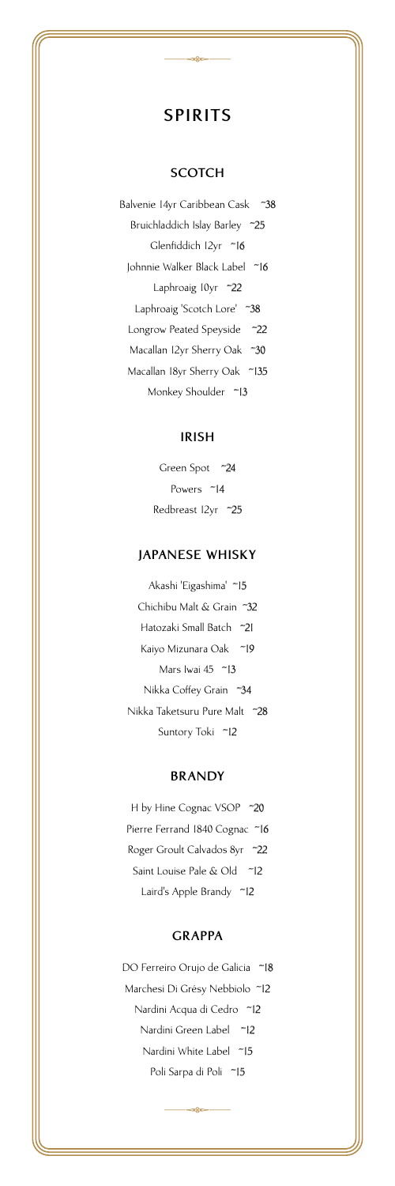# SPIRITS

## SCOTCH

Balvenie 14yr Caribbean Cask ~38

Bruichladdich Islay Barley ~25

Glenfiddich 12yr ~16

Johnnie Walker Black Label ~16

Laphroaig 10yr ~22

Laphroaig 'Scotch Lore' ~38

Longrow Peated Speyside ~22

Macallan 12yr Sherry Oak ~30

Macallan 18yr Sherry Oak ~135

Monkey Shoulder ~13

## IRISH

Green Spot ~24

Powers ~14

Redbreast 12yr ~25

## JAPANESE WHISKY

Akashi 'Eigashima' ~15

Chichibu Malt & Grain ~32

Hatozaki Small Batch ~21

Kaiyo Mizunara Oak ~19

Mars Iwai 45 ~13

Nikka Coffey Grain ~34

Nikka Taketsuru Pure Malt ~28

Suntory Toki ~12

## BRANDY

H by Hine Cognac VSOP ~20

Pierre Ferrand 1840 Cognac ~16

Roger Groult Calvados 8yr ~22

Saint Louise Pale & Old ~12

Laird's Apple Brandy ~12

## GRAPPA

DO Ferreiro Orujo de Galicia ~18

Marchesi Di Grésy Nebbiolo ~12

Nardini Acqua di Cedro ~12

Nardini Green Label ~12

Nardini White Label ~15

Poli Sarpa di Poli ~15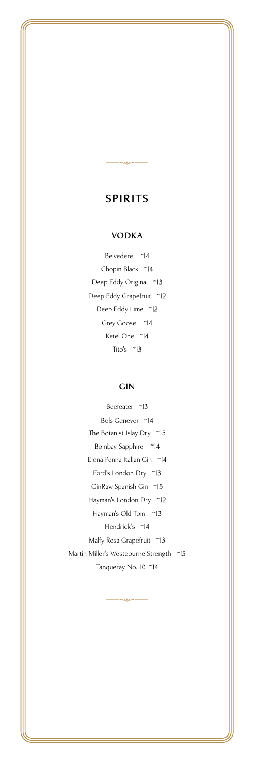# SPIRITS

## VODKA

Belvedere ~14

Chopin Black ~14

Deep Eddy Original ~13

Deep Eddy Grapefruit ~12

Deep Eddy Lime ~12

Grey Goose ~14

Ketel One ~14

Tito's ~13

## GIN

Beefeater ~13

Bols Genever ~14

The Botanist Islay Dry ~15

Bombay Sapphire ~14

Elena Penna Italian Gin ~14

Ford's London Dry ~13

GinRaw Spanish Gin ~15

Hayman's London Dry ~12

Hayman's Old Tom ~13

Hendrick's ~14

Malfy Rosa Grapefruit ~13

Martin Miller's Westbourne Strength ~15

Tanqueray No. 10 ~14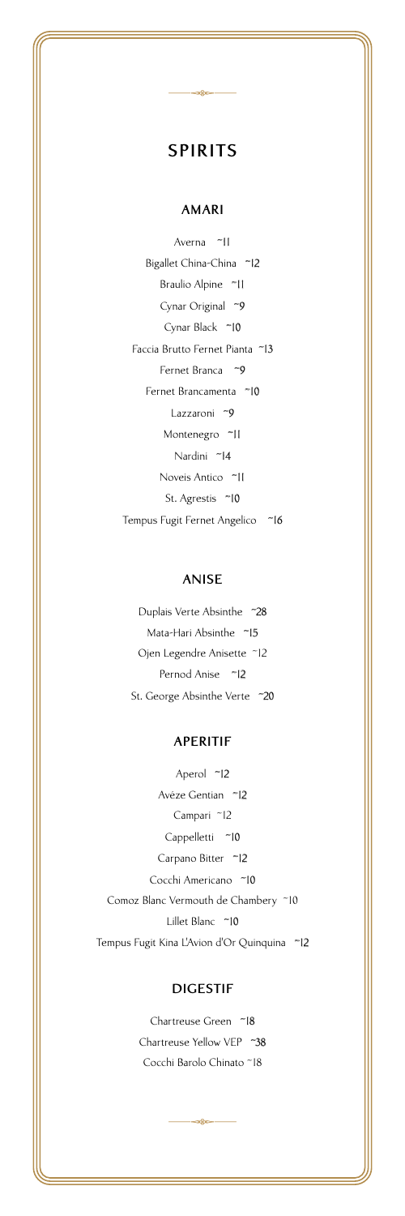# SPIRITS

## AMARI

Averna ~11

Bigallet China-China ~12

Braulio Alpine ~11

Cynar Original ~9

Cynar Black ~10

Faccia Brutto Fernet Pianta ~13

Fernet Branca ~9

Fernet Brancamenta ~10

Lazzaroni ~9

Montenegro ~11

Nardini ~14

Noveis Antico ~11

St. Agrestis ~10

Tempus Fugit Fernet Angelico ~16

## ANISE

Duplais Verte Absinthe ~28

Mata-Hari Absinthe ~15

Ojen Legendre Anisette ~12

Pernod Anise ~12

St. George Absinthe Verte ~20

## APERITIF

Aperol ~12

Avéze Gentian ~12

Campari ~12

Cappelletti ~10

Carpano Bitter ~12

Cocchi Americano ~10

Comoz Blanc Vermouth de Chambery ~10

Lillet Blanc ~10

Tempus Fugit Kina L'Avion d'Or Quinquina ~12

## DIGESTIF

Chartreuse Green ~18

Chartreuse Yellow VEP ~38

Cocchi Barolo Chinato ~18